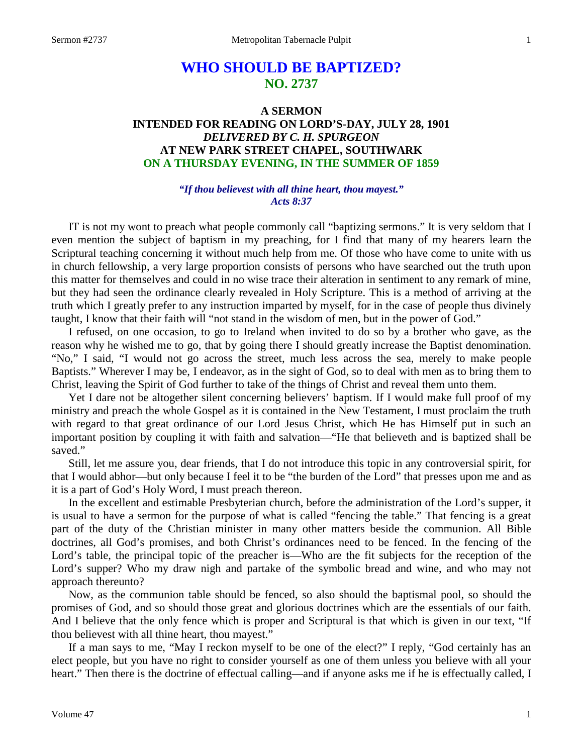# WHO SHOULD BE BAPTIZED?
## NO. 2737

### A SERMON
### INTENDED FOR READING ON LORD'S-DAY, JULY 28, 1901
### *DELIVERED BY C. H. SPURGEON*
### AT NEW PARK STREET CHAPEL, SOUTHWARK
### ON A THURSDAY EVENING, IN THE SUMMER OF 1859

***"If thou believest with all thine heart, thou mayest."***
***Acts 8:37***

IT is not my wont to preach what people commonly call "baptizing sermons." It is very seldom that I even mention the subject of baptism in my preaching, for I find that many of my hearers learn the Scriptural teaching concerning it without much help from me. Of those who have come to unite with us in church fellowship, a very large proportion consists of persons who have searched out the truth upon this matter for themselves and could in no wise trace their alteration in sentiment to any remark of mine, but they had seen the ordinance clearly revealed in Holy Scripture. This is a method of arriving at the truth which I greatly prefer to any instruction imparted by myself, for in the case of people thus divinely taught, I know that their faith will "not stand in the wisdom of men, but in the power of God."

I refused, on one occasion, to go to Ireland when invited to do so by a brother who gave, as the reason why he wished me to go, that by going there I should greatly increase the Baptist denomination. "No," I said, "I would not go across the street, much less across the sea, merely to make people Baptists." Wherever I may be, I endeavor, as in the sight of God, so to deal with men as to bring them to Christ, leaving the Spirit of God further to take of the things of Christ and reveal them unto them.

Yet I dare not be altogether silent concerning believers' baptism. If I would make full proof of my ministry and preach the whole Gospel as it is contained in the New Testament, I must proclaim the truth with regard to that great ordinance of our Lord Jesus Christ, which He has Himself put in such an important position by coupling it with faith and salvation—"He that believeth and is baptized shall be saved."

Still, let me assure you, dear friends, that I do not introduce this topic in any controversial spirit, for that I would abhor—but only because I feel it to be "the burden of the Lord" that presses upon me and as it is a part of God's Holy Word, I must preach thereon.

In the excellent and estimable Presbyterian church, before the administration of the Lord's supper, it is usual to have a sermon for the purpose of what is called "fencing the table." That fencing is a great part of the duty of the Christian minister in many other matters beside the communion. All Bible doctrines, all God's promises, and both Christ's ordinances need to be fenced. In the fencing of the Lord's table, the principal topic of the preacher is—Who are the fit subjects for the reception of the Lord's supper? Who my draw nigh and partake of the symbolic bread and wine, and who may not approach thereunto?

Now, as the communion table should be fenced, so also should the baptismal pool, so should the promises of God, and so should those great and glorious doctrines which are the essentials of our faith. And I believe that the only fence which is proper and Scriptural is that which is given in our text, "If thou believest with all thine heart, thou mayest."

If a man says to me, "May I reckon myself to be one of the elect?" I reply, "God certainly has an elect people, but you have no right to consider yourself as one of them unless you believe with all your heart." Then there is the doctrine of effectual calling—and if anyone asks me if he is effectually called, I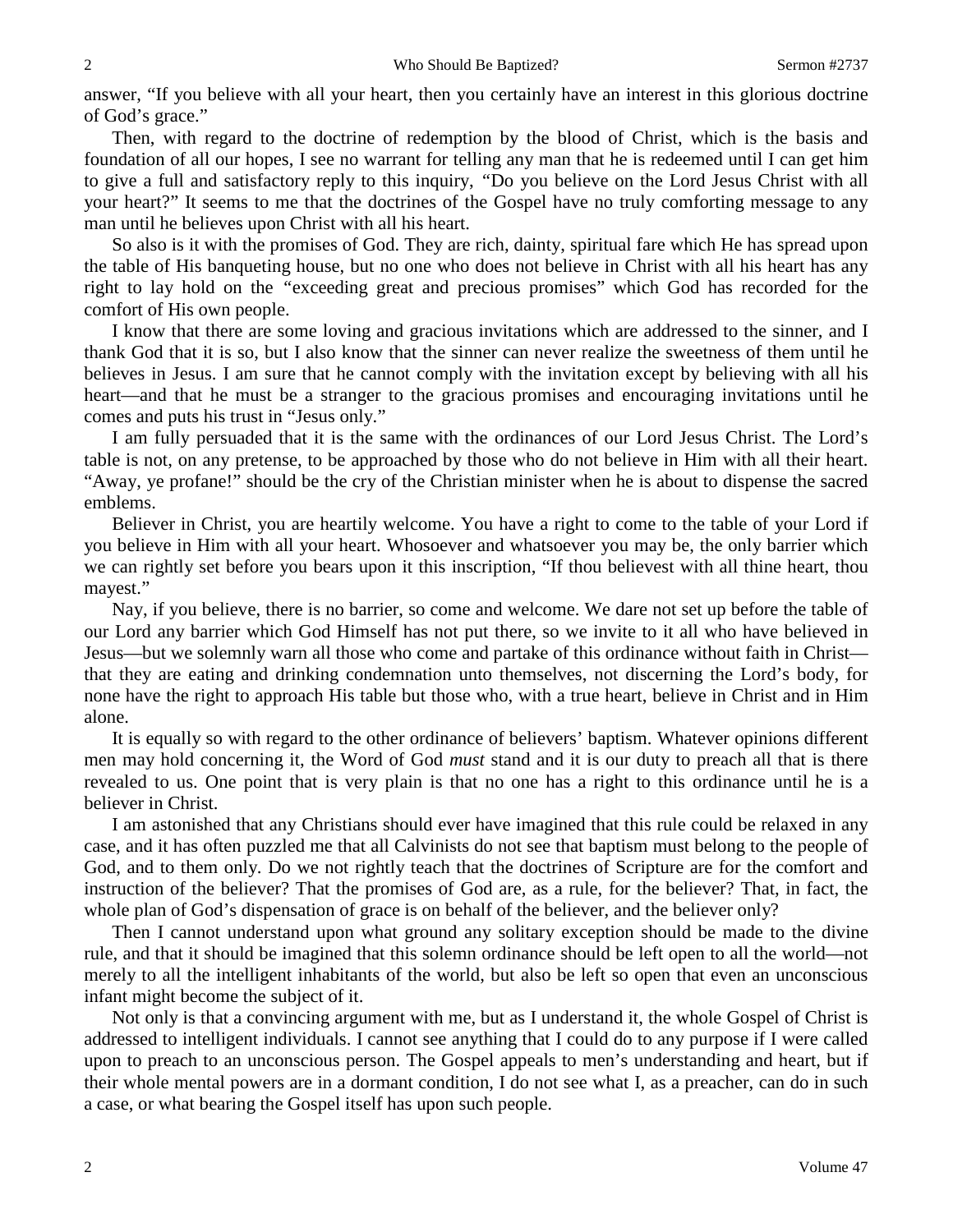answer, "If you believe with all your heart, then you certainly have an interest in this glorious doctrine of God's grace."

Then, with regard to the doctrine of redemption by the blood of Christ, which is the basis and foundation of all our hopes, I see no warrant for telling any man that he is redeemed until I can get him to give a full and satisfactory reply to this inquiry, "Do you believe on the Lord Jesus Christ with all your heart?" It seems to me that the doctrines of the Gospel have no truly comforting message to any man until he believes upon Christ with all his heart.

So also is it with the promises of God. They are rich, dainty, spiritual fare which He has spread upon the table of His banqueting house, but no one who does not believe in Christ with all his heart has any right to lay hold on the "exceeding great and precious promises" which God has recorded for the comfort of His own people.

I know that there are some loving and gracious invitations which are addressed to the sinner, and I thank God that it is so, but I also know that the sinner can never realize the sweetness of them until he believes in Jesus. I am sure that he cannot comply with the invitation except by believing with all his heart—and that he must be a stranger to the gracious promises and encouraging invitations until he comes and puts his trust in "Jesus only."

I am fully persuaded that it is the same with the ordinances of our Lord Jesus Christ. The Lord's table is not, on any pretense, to be approached by those who do not believe in Him with all their heart. "Away, ye profane!" should be the cry of the Christian minister when he is about to dispense the sacred emblems.

Believer in Christ, you are heartily welcome. You have a right to come to the table of your Lord if you believe in Him with all your heart. Whosoever and whatsoever you may be, the only barrier which we can rightly set before you bears upon it this inscription, "If thou believest with all thine heart, thou mayest."

Nay, if you believe, there is no barrier, so come and welcome. We dare not set up before the table of our Lord any barrier which God Himself has not put there, so we invite to it all who have believed in Jesus—but we solemnly warn all those who come and partake of this ordinance without faith in Christ—that they are eating and drinking condemnation unto themselves, not discerning the Lord's body, for none have the right to approach His table but those who, with a true heart, believe in Christ and in Him alone.

It is equally so with regard to the other ordinance of believers' baptism. Whatever opinions different men may hold concerning it, the Word of God *must* stand and it is our duty to preach all that is there revealed to us. One point that is very plain is that no one has a right to this ordinance until he is a believer in Christ.

I am astonished that any Christians should ever have imagined that this rule could be relaxed in any case, and it has often puzzled me that all Calvinists do not see that baptism must belong to the people of God, and to them only. Do we not rightly teach that the doctrines of Scripture are for the comfort and instruction of the believer? That the promises of God are, as a rule, for the believer? That, in fact, the whole plan of God's dispensation of grace is on behalf of the believer, and the believer only?

Then I cannot understand upon what ground any solitary exception should be made to the divine rule, and that it should be imagined that this solemn ordinance should be left open to all the world—not merely to all the intelligent inhabitants of the world, but also be left so open that even an unconscious infant might become the subject of it.

Not only is that a convincing argument with me, but as I understand it, the whole Gospel of Christ is addressed to intelligent individuals. I cannot see anything that I could do to any purpose if I were called upon to preach to an unconscious person. The Gospel appeals to men's understanding and heart, but if their whole mental powers are in a dormant condition, I do not see what I, as a preacher, can do in such a case, or what bearing the Gospel itself has upon such people.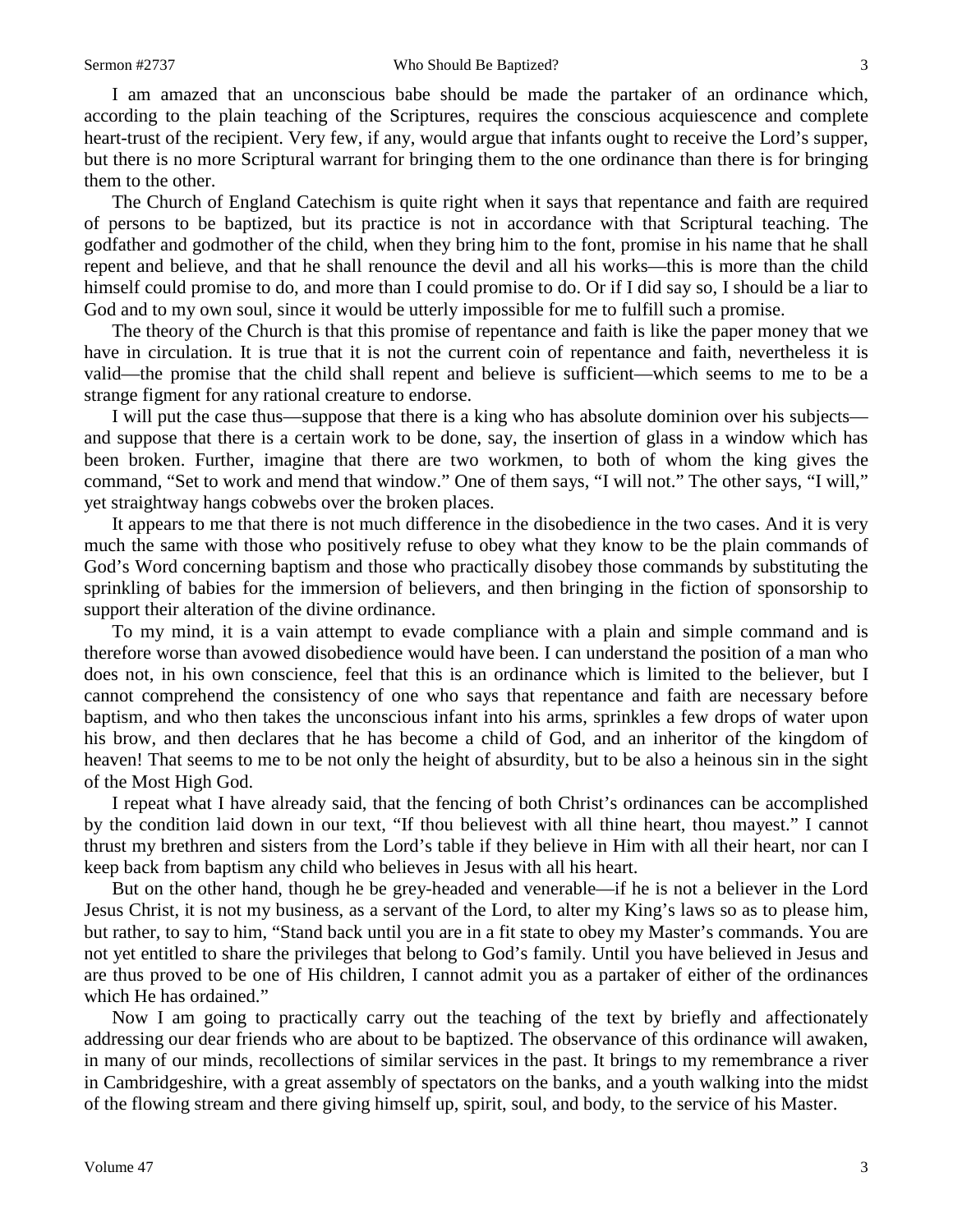I am amazed that an unconscious babe should be made the partaker of an ordinance which, according to the plain teaching of the Scriptures, requires the conscious acquiescence and complete heart-trust of the recipient. Very few, if any, would argue that infants ought to receive the Lord's supper, but there is no more Scriptural warrant for bringing them to the one ordinance than there is for bringing them to the other.

The Church of England Catechism is quite right when it says that repentance and faith are required of persons to be baptized, but its practice is not in accordance with that Scriptural teaching. The godfather and godmother of the child, when they bring him to the font, promise in his name that he shall repent and believe, and that he shall renounce the devil and all his works—this is more than the child himself could promise to do, and more than I could promise to do. Or if I did say so, I should be a liar to God and to my own soul, since it would be utterly impossible for me to fulfill such a promise.

The theory of the Church is that this promise of repentance and faith is like the paper money that we have in circulation. It is true that it is not the current coin of repentance and faith, nevertheless it is valid—the promise that the child shall repent and believe is sufficient—which seems to me to be a strange figment for any rational creature to endorse.

I will put the case thus—suppose that there is a king who has absolute dominion over his subjects—and suppose that there is a certain work to be done, say, the insertion of glass in a window which has been broken. Further, imagine that there are two workmen, to both of whom the king gives the command, "Set to work and mend that window." One of them says, "I will not." The other says, "I will," yet straightway hangs cobwebs over the broken places.

It appears to me that there is not much difference in the disobedience in the two cases. And it is very much the same with those who positively refuse to obey what they know to be the plain commands of God's Word concerning baptism and those who practically disobey those commands by substituting the sprinkling of babies for the immersion of believers, and then bringing in the fiction of sponsorship to support their alteration of the divine ordinance.

To my mind, it is a vain attempt to evade compliance with a plain and simple command and is therefore worse than avowed disobedience would have been. I can understand the position of a man who does not, in his own conscience, feel that this is an ordinance which is limited to the believer, but I cannot comprehend the consistency of one who says that repentance and faith are necessary before baptism, and who then takes the unconscious infant into his arms, sprinkles a few drops of water upon his brow, and then declares that he has become a child of God, and an inheritor of the kingdom of heaven! That seems to me to be not only the height of absurdity, but to be also a heinous sin in the sight of the Most High God.

I repeat what I have already said, that the fencing of both Christ's ordinances can be accomplished by the condition laid down in our text, "If thou believest with all thine heart, thou mayest." I cannot thrust my brethren and sisters from the Lord's table if they believe in Him with all their heart, nor can I keep back from baptism any child who believes in Jesus with all his heart.

But on the other hand, though he be grey-headed and venerable—if he is not a believer in the Lord Jesus Christ, it is not my business, as a servant of the Lord, to alter my King's laws so as to please him, but rather, to say to him, "Stand back until you are in a fit state to obey my Master's commands. You are not yet entitled to share the privileges that belong to God's family. Until you have believed in Jesus and are thus proved to be one of His children, I cannot admit you as a partaker of either of the ordinances which He has ordained."

Now I am going to practically carry out the teaching of the text by briefly and affectionately addressing our dear friends who are about to be baptized. The observance of this ordinance will awaken, in many of our minds, recollections of similar services in the past. It brings to my remembrance a river in Cambridgeshire, with a great assembly of spectators on the banks, and a youth walking into the midst of the flowing stream and there giving himself up, spirit, soul, and body, to the service of his Master.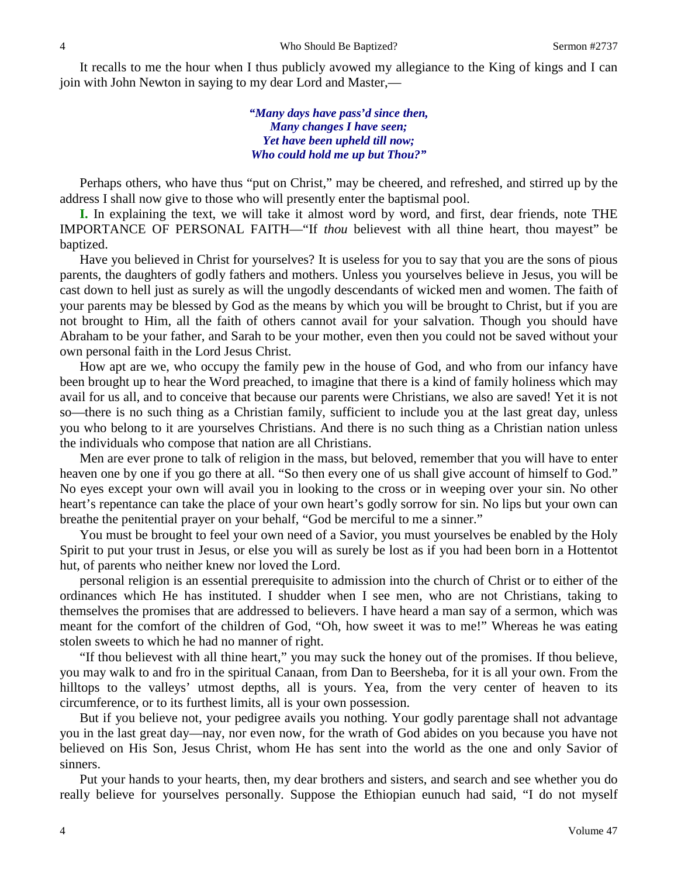It recalls to me the hour when I thus publicly avowed my allegiance to the King of kings and I can join with John Newton in saying to my dear Lord and Master,—

> ***"Many days have pass'd since then,***
> ***Many changes I have seen;***
> ***Yet have been upheld till now;***
> ***Who could hold me up but Thou?"***

Perhaps others, who have thus "put on Christ," may be cheered, and refreshed, and stirred up by the address I shall now give to those who will presently enter the baptismal pool.

**I.** In explaining the text, we will take it almost word by word, and first, dear friends, note THE IMPORTANCE OF PERSONAL FAITH—"If *thou* believest with all thine heart, thou mayest" be baptized.

Have you believed in Christ for yourselves? It is useless for you to say that you are the sons of pious parents, the daughters of godly fathers and mothers. Unless you yourselves believe in Jesus, you will be cast down to hell just as surely as will the ungodly descendants of wicked men and women. The faith of your parents may be blessed by God as the means by which you will be brought to Christ, but if you are not brought to Him, all the faith of others cannot avail for your salvation. Though you should have Abraham to be your father, and Sarah to be your mother, even then you could not be saved without your own personal faith in the Lord Jesus Christ.

How apt are we, who occupy the family pew in the house of God, and who from our infancy have been brought up to hear the Word preached, to imagine that there is a kind of family holiness which may avail for us all, and to conceive that because our parents were Christians, we also are saved! Yet it is not so—there is no such thing as a Christian family, sufficient to include you at the last great day, unless you who belong to it are yourselves Christians. And there is no such thing as a Christian nation unless the individuals who compose that nation are all Christians.

Men are ever prone to talk of religion in the mass, but beloved, remember that you will have to enter heaven one by one if you go there at all. "So then every one of us shall give account of himself to God." No eyes except your own will avail you in looking to the cross or in weeping over your sin. No other heart's repentance can take the place of your own heart's godly sorrow for sin. No lips but your own can breathe the penitential prayer on your behalf, "God be merciful to me a sinner."

You must be brought to feel your own need of a Savior, you must yourselves be enabled by the Holy Spirit to put your trust in Jesus, or else you will as surely be lost as if you had been born in a Hottentot hut, of parents who neither knew nor loved the Lord.

personal religion is an essential prerequisite to admission into the church of Christ or to either of the ordinances which He has instituted. I shudder when I see men, who are not Christians, taking to themselves the promises that are addressed to believers. I have heard a man say of a sermon, which was meant for the comfort of the children of God, "Oh, how sweet it was to me!" Whereas he was eating stolen sweets to which he had no manner of right.

"If thou believest with all thine heart," you may suck the honey out of the promises. If thou believe, you may walk to and fro in the spiritual Canaan, from Dan to Beersheba, for it is all your own. From the hilltops to the valleys' utmost depths, all is yours. Yea, from the very center of heaven to its circumference, or to its furthest limits, all is your own possession.

But if you believe not, your pedigree avails you nothing. Your godly parentage shall not advantage you in the last great day—nay, nor even now, for the wrath of God abides on you because you have not believed on His Son, Jesus Christ, whom He has sent into the world as the one and only Savior of sinners.

Put your hands to your hearts, then, my dear brothers and sisters, and search and see whether you do really believe for yourselves personally. Suppose the Ethiopian eunuch had said, "I do not myself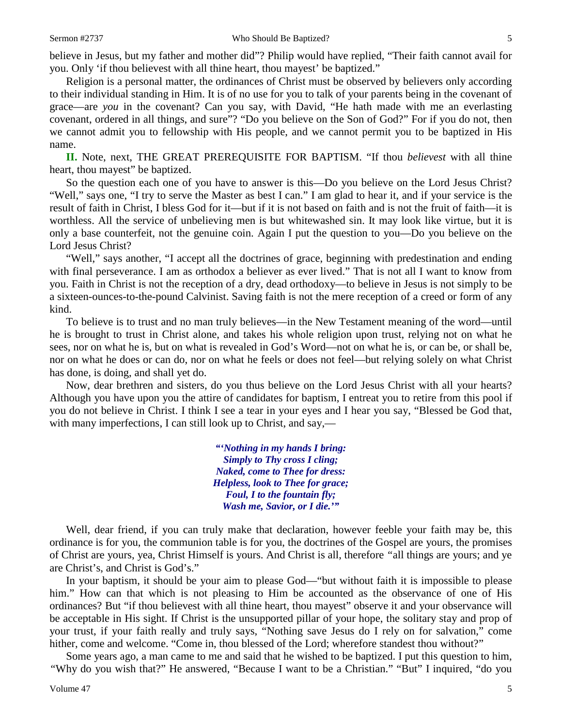believe in Jesus, but my father and mother did"? Philip would have replied, "Their faith cannot avail for you. Only 'if thou believest with all thine heart, thou mayest' be baptized."

Religion is a personal matter, the ordinances of Christ must be observed by believers only according to their individual standing in Him. It is of no use for you to talk of your parents being in the covenant of grace—are *you* in the covenant? Can you say, with David, "He hath made with me an everlasting covenant, ordered in all things, and sure"? "Do you believe on the Son of God?" For if you do not, then we cannot admit you to fellowship with His people, and we cannot permit you to be baptized in His name.

**II.** Note, next, THE GREAT PREREQUISITE FOR BAPTISM. "If thou *believest* with all thine heart, thou mayest" be baptized.

So the question each one of you have to answer is this—Do you believe on the Lord Jesus Christ? "Well," says one, "I try to serve the Master as best I can." I am glad to hear it, and if your service is the result of faith in Christ, I bless God for it—but if it is not based on faith and is not the fruit of faith—it is worthless. All the service of unbelieving men is but whitewashed sin. It may look like virtue, but it is only a base counterfeit, not the genuine coin. Again I put the question to you—Do you believe on the Lord Jesus Christ?

"Well," says another, "I accept all the doctrines of grace, beginning with predestination and ending with final perseverance. I am as orthodox a believer as ever lived." That is not all I want to know from you. Faith in Christ is not the reception of a dry, dead orthodoxy—to believe in Jesus is not simply to be a sixteen-ounces-to-the-pound Calvinist. Saving faith is not the mere reception of a creed or form of any kind.

To believe is to trust and no man truly believes—in the New Testament meaning of the word—until he is brought to trust in Christ alone, and takes his whole religion upon trust, relying not on what he sees, nor on what he is, but on what is revealed in God's Word—not on what he is, or can be, or shall be, nor on what he does or can do, nor on what he feels or does not feel—but relying solely on what Christ has done, is doing, and shall yet do.

Now, dear brethren and sisters, do you thus believe on the Lord Jesus Christ with all your hearts? Although you have upon you the attire of candidates for baptism, I entreat you to retire from this pool if you do not believe in Christ. I think I see a tear in your eyes and I hear you say, "Blessed be God that, with many imperfections, I can still look up to Christ, and say,—

> ***"'Nothing in my hands I bring:***
> ***Simply to Thy cross I cling;***
> ***Naked, come to Thee for dress:***
> ***Helpless, look to Thee for grace;***
> ***Foul, I to the fountain fly;***
> ***Wash me, Savior, or I die.'"***

Well, dear friend, if you can truly make that declaration, however feeble your faith may be, this ordinance is for you, the communion table is for you, the doctrines of the Gospel are yours, the promises of Christ are yours, yea, Christ Himself is yours. And Christ is all, therefore "all things are yours; and ye are Christ's, and Christ is God's."

In your baptism, it should be your aim to please God—"but without faith it is impossible to please him." How can that which is not pleasing to Him be accounted as the observance of one of His ordinances? But "if thou believest with all thine heart, thou mayest" observe it and your observance will be acceptable in His sight. If Christ is the unsupported pillar of your hope, the solitary stay and prop of your trust, if your faith really and truly says, "Nothing save Jesus do I rely on for salvation," come hither, come and welcome. "Come in, thou blessed of the Lord; wherefore standest thou without?"

Some years ago, a man came to me and said that he wished to be baptized. I put this question to him, "Why do you wish that?" He answered, "Because I want to be a Christian." "But" I inquired, "do you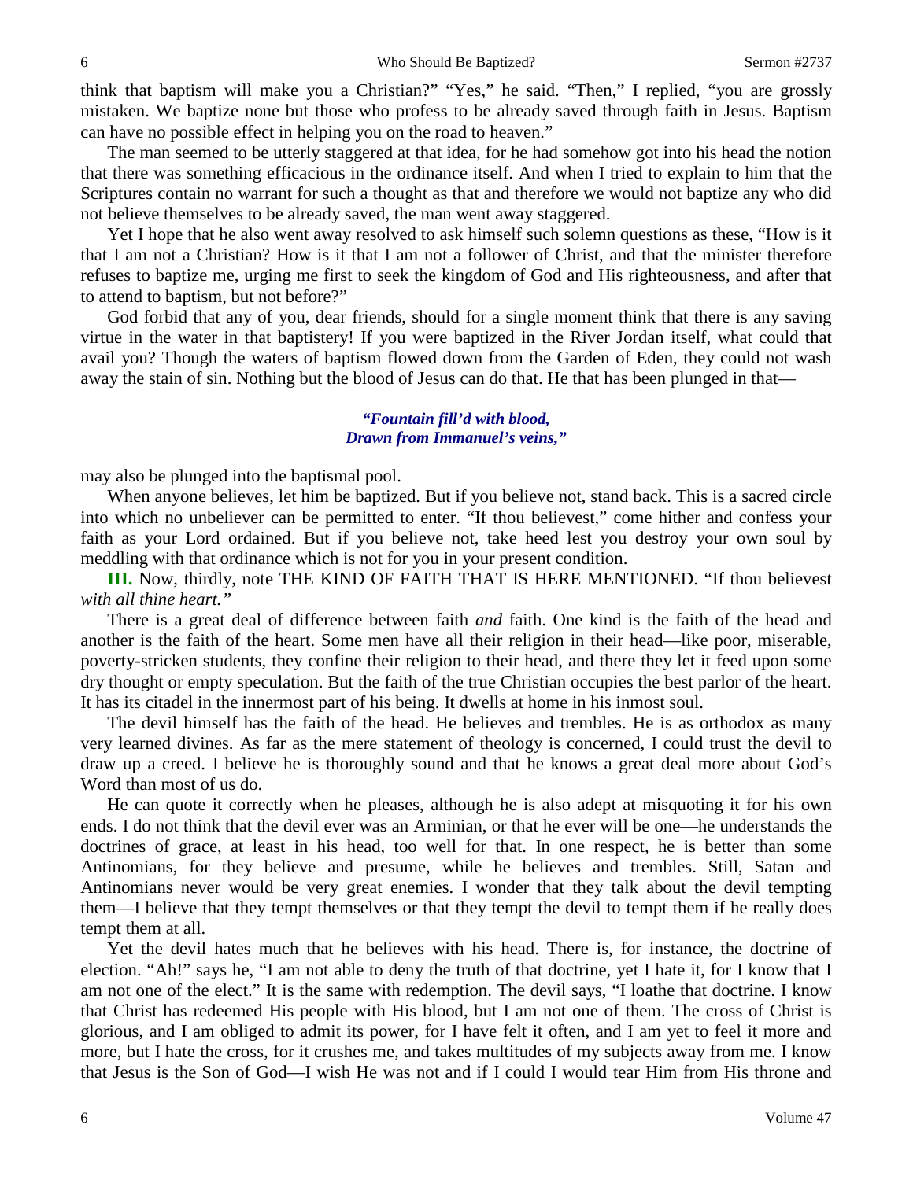think that baptism will make you a Christian?" "Yes," he said. "Then," I replied, "you are grossly mistaken. We baptize none but those who profess to be already saved through faith in Jesus. Baptism can have no possible effect in helping you on the road to heaven."

The man seemed to be utterly staggered at that idea, for he had somehow got into his head the notion that there was something efficacious in the ordinance itself. And when I tried to explain to him that the Scriptures contain no warrant for such a thought as that and therefore we would not baptize any who did not believe themselves to be already saved, the man went away staggered.

Yet I hope that he also went away resolved to ask himself such solemn questions as these, "How is it that I am not a Christian? How is it that I am not a follower of Christ, and that the minister therefore refuses to baptize me, urging me first to seek the kingdom of God and His righteousness, and after that to attend to baptism, but not before?"

God forbid that any of you, dear friends, should for a single moment think that there is any saving virtue in the water in that baptistery! If you were baptized in the River Jordan itself, what could that avail you? Though the waters of baptism flowed down from the Garden of Eden, they could not wash away the stain of sin. Nothing but the blood of Jesus can do that. He that has been plunged in that—

> ***"Fountain fill'd with blood,***
> ***Drawn from Immanuel's veins,"***

may also be plunged into the baptismal pool.

When anyone believes, let him be baptized. But if you believe not, stand back. This is a sacred circle into which no unbeliever can be permitted to enter. "If thou believest," come hither and confess your faith as your Lord ordained. But if you believe not, take heed lest you destroy your own soul by meddling with that ordinance which is not for you in your present condition.

**III.** Now, thirdly, note THE KIND OF FAITH THAT IS HERE MENTIONED. "If thou believest *with all thine heart."*

There is a great deal of difference between faith *and* faith. One kind is the faith of the head and another is the faith of the heart. Some men have all their religion in their head—like poor, miserable, poverty-stricken students, they confine their religion to their head, and there they let it feed upon some dry thought or empty speculation. But the faith of the true Christian occupies the best parlor of the heart. It has its citadel in the innermost part of his being. It dwells at home in his inmost soul.

The devil himself has the faith of the head. He believes and trembles. He is as orthodox as many very learned divines. As far as the mere statement of theology is concerned, I could trust the devil to draw up a creed. I believe he is thoroughly sound and that he knows a great deal more about God's Word than most of us do.

He can quote it correctly when he pleases, although he is also adept at misquoting it for his own ends. I do not think that the devil ever was an Arminian, or that he ever will be one—he understands the doctrines of grace, at least in his head, too well for that. In one respect, he is better than some Antinomians, for they believe and presume, while he believes and trembles. Still, Satan and Antinomians never would be very great enemies. I wonder that they talk about the devil tempting them—I believe that they tempt themselves or that they tempt the devil to tempt them if he really does tempt them at all.

Yet the devil hates much that he believes with his head. There is, for instance, the doctrine of election. "Ah!" says he, "I am not able to deny the truth of that doctrine, yet I hate it, for I know that I am not one of the elect." It is the same with redemption. The devil says, "I loathe that doctrine. I know that Christ has redeemed His people with His blood, but I am not one of them. The cross of Christ is glorious, and I am obliged to admit its power, for I have felt it often, and I am yet to feel it more and more, but I hate the cross, for it crushes me, and takes multitudes of my subjects away from me. I know that Jesus is the Son of God—I wish He was not and if I could I would tear Him from His throne and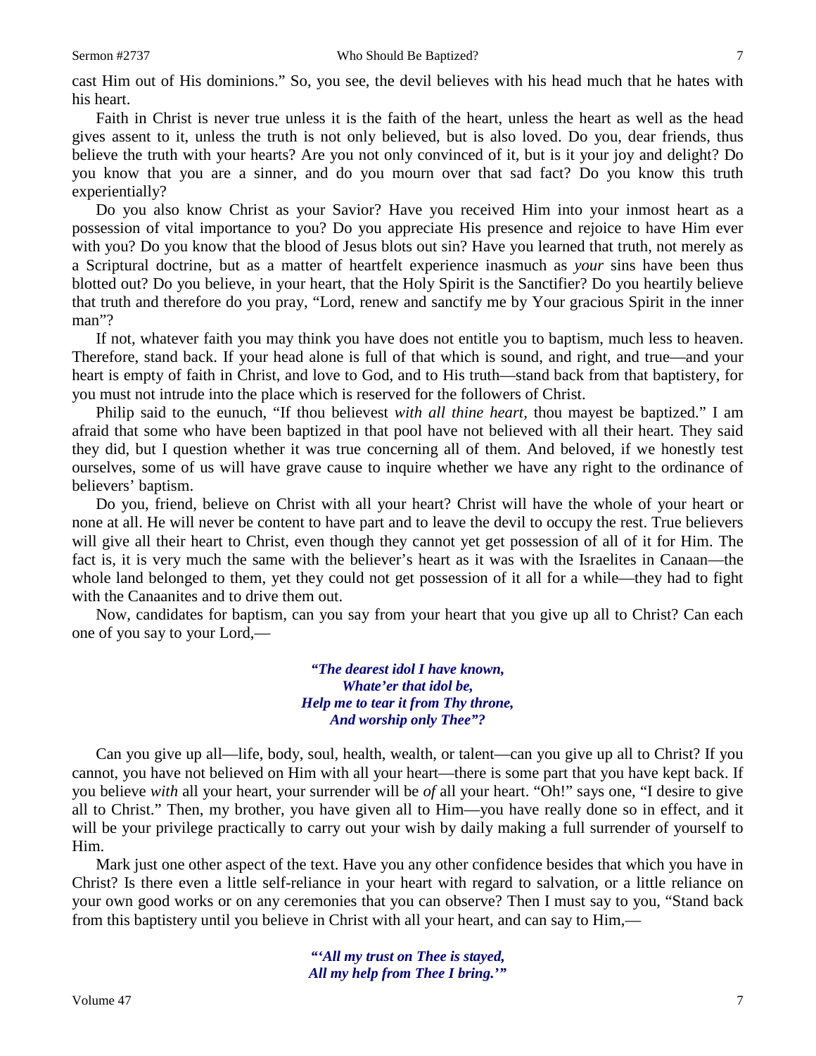cast Him out of His dominions." So, you see, the devil believes with his head much that he hates with his heart.

Faith in Christ is never true unless it is the faith of the heart, unless the heart as well as the head gives assent to it, unless the truth is not only believed, but is also loved. Do you, dear friends, thus believe the truth with your hearts? Are you not only convinced of it, but is it your joy and delight? Do you know that you are a sinner, and do you mourn over that sad fact? Do you know this truth experientially?

Do you also know Christ as your Savior? Have you received Him into your inmost heart as a possession of vital importance to you? Do you appreciate His presence and rejoice to have Him ever with you? Do you know that the blood of Jesus blots out sin? Have you learned that truth, not merely as a Scriptural doctrine, but as a matter of heartfelt experience inasmuch as *your* sins have been thus blotted out? Do you believe, in your heart, that the Holy Spirit is the Sanctifier? Do you heartily believe that truth and therefore do you pray, "Lord, renew and sanctify me by Your gracious Spirit in the inner man"?

If not, whatever faith you may think you have does not entitle you to baptism, much less to heaven. Therefore, stand back. If your head alone is full of that which is sound, and right, and true—and your heart is empty of faith in Christ, and love to God, and to His truth—stand back from that baptistery, for you must not intrude into the place which is reserved for the followers of Christ.

Philip said to the eunuch, "If thou believest *with all thine heart,* thou mayest be baptized." I am afraid that some who have been baptized in that pool have not believed with all their heart. They said they did, but I question whether it was true concerning all of them. And beloved, if we honestly test ourselves, some of us will have grave cause to inquire whether we have any right to the ordinance of believers' baptism.

Do you, friend, believe on Christ with all your heart? Christ will have the whole of your heart or none at all. He will never be content to have part and to leave the devil to occupy the rest. True believers will give all their heart to Christ, even though they cannot yet get possession of all of it for Him. The fact is, it is very much the same with the believer's heart as it was with the Israelites in Canaan—the whole land belonged to them, yet they could not get possession of it all for a while—they had to fight with the Canaanites and to drive them out.

Now, candidates for baptism, can you say from your heart that you give up all to Christ? Can each one of you say to your Lord,—

> ***"The dearest idol I have known,***
> ***Whate'er that idol be,***
> ***Help me to tear it from Thy throne,***
> ***And worship only Thee"?***

Can you give up all—life, body, soul, health, wealth, or talent—can you give up all to Christ? If you cannot, you have not believed on Him with all your heart—there is some part that you have kept back. If you believe *with* all your heart, your surrender will be *of* all your heart. "Oh!" says one, "I desire to give all to Christ." Then, my brother, you have given all to Him—you have really done so in effect, and it will be your privilege practically to carry out your wish by daily making a full surrender of yourself to Him.

Mark just one other aspect of the text. Have you any other confidence besides that which you have in Christ? Is there even a little self-reliance in your heart with regard to salvation, or a little reliance on your own good works or on any ceremonies that you can observe? Then I must say to you, "Stand back from this baptistery until you believe in Christ with all your heart, and can say to Him,—

> ***"'All my trust on Thee is stayed,***
> ***All my help from Thee I bring.'"***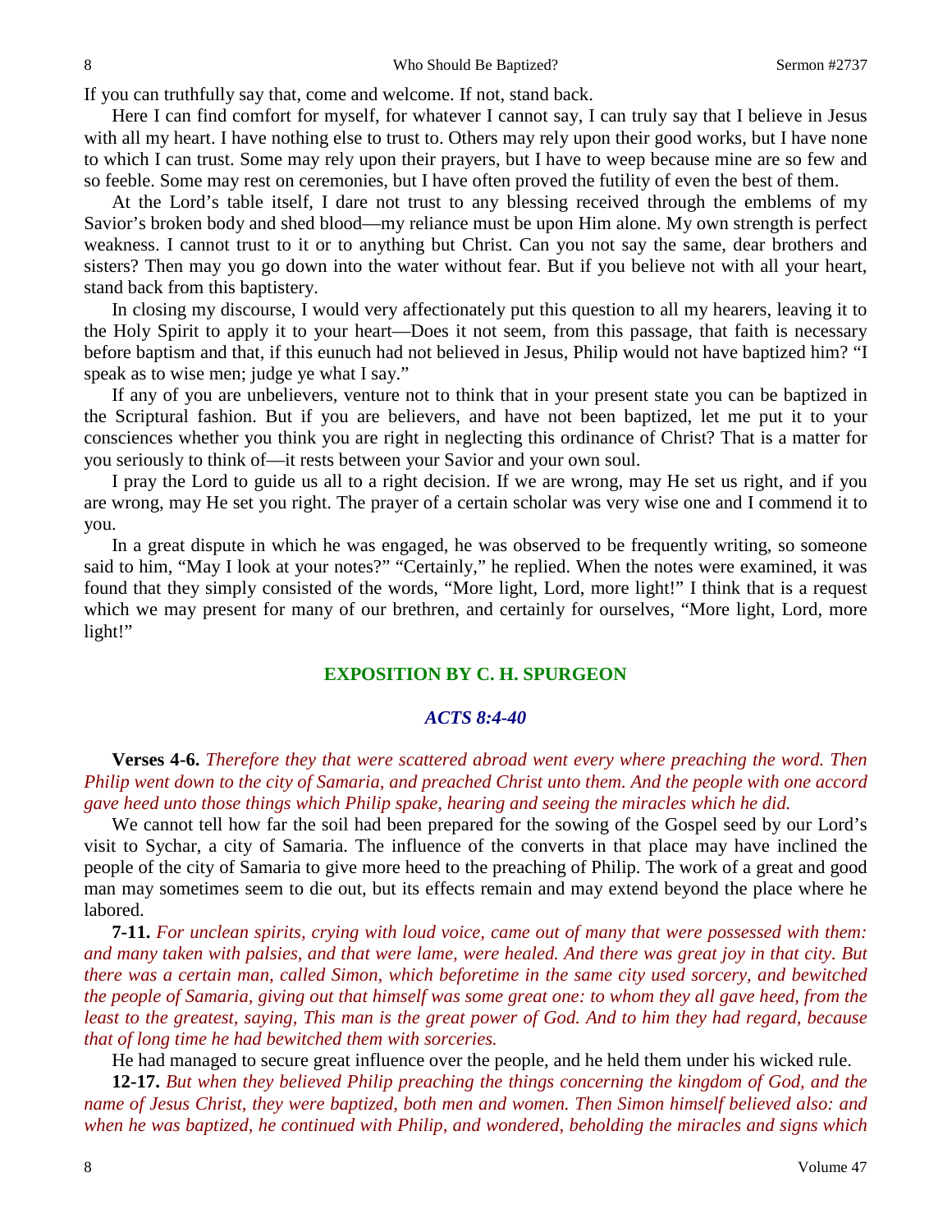If you can truthfully say that, come and welcome. If not, stand back.

Here I can find comfort for myself, for whatever I cannot say, I can truly say that I believe in Jesus with all my heart. I have nothing else to trust to. Others may rely upon their good works, but I have none to which I can trust. Some may rely upon their prayers, but I have to weep because mine are so few and so feeble. Some may rest on ceremonies, but I have often proved the futility of even the best of them.

At the Lord's table itself, I dare not trust to any blessing received through the emblems of my Savior's broken body and shed blood—my reliance must be upon Him alone. My own strength is perfect weakness. I cannot trust to it or to anything but Christ. Can you not say the same, dear brothers and sisters? Then may you go down into the water without fear. But if you believe not with all your heart, stand back from this baptistery.

In closing my discourse, I would very affectionately put this question to all my hearers, leaving it to the Holy Spirit to apply it to your heart—Does it not seem, from this passage, that faith is necessary before baptism and that, if this eunuch had not believed in Jesus, Philip would not have baptized him? "I speak as to wise men; judge ye what I say."

If any of you are unbelievers, venture not to think that in your present state you can be baptized in the Scriptural fashion. But if you are believers, and have not been baptized, let me put it to your consciences whether you think you are right in neglecting this ordinance of Christ? That is a matter for you seriously to think of—it rests between your Savior and your own soul.

I pray the Lord to guide us all to a right decision. If we are wrong, may He set us right, and if you are wrong, may He set you right. The prayer of a certain scholar was very wise one and I commend it to you.

In a great dispute in which he was engaged, he was observed to be frequently writing, so someone said to him, "May I look at your notes?" "Certainly," he replied. When the notes were examined, it was found that they simply consisted of the words, "More light, Lord, more light!" I think that is a request which we may present for many of our brethren, and certainly for ourselves, "More light, Lord, more light!"

## EXPOSITION BY C. H. SPURGEON

### *ACTS 8:4-40*

**Verses 4-6.** *Therefore they that were scattered abroad went every where preaching the word. Then Philip went down to the city of Samaria, and preached Christ unto them. And the people with one accord gave heed unto those things which Philip spake, hearing and seeing the miracles which he did.*

We cannot tell how far the soil had been prepared for the sowing of the Gospel seed by our Lord's visit to Sychar, a city of Samaria. The influence of the converts in that place may have inclined the people of the city of Samaria to give more heed to the preaching of Philip. The work of a great and good man may sometimes seem to die out, but its effects remain and may extend beyond the place where he labored.

**7-11.** *For unclean spirits, crying with loud voice, came out of many that were possessed with them: and many taken with palsies, and that were lame, were healed. And there was great joy in that city. But there was a certain man, called Simon, which beforetime in the same city used sorcery, and bewitched the people of Samaria, giving out that himself was some great one: to whom they all gave heed, from the least to the greatest, saying, This man is the great power of God. And to him they had regard, because that of long time he had bewitched them with sorceries.*

He had managed to secure great influence over the people, and he held them under his wicked rule.

**12-17.** *But when they believed Philip preaching the things concerning the kingdom of God, and the name of Jesus Christ, they were baptized, both men and women. Then Simon himself believed also: and when he was baptized, he continued with Philip, and wondered, beholding the miracles and signs which*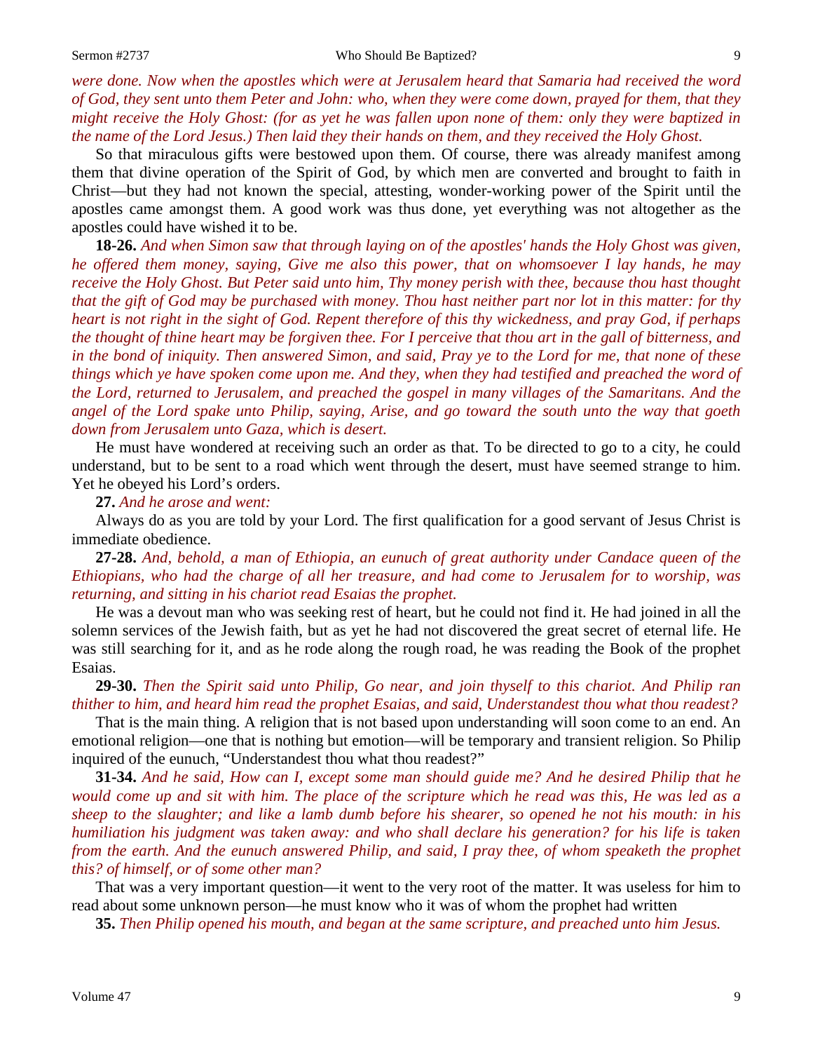*were done. Now when the apostles which were at Jerusalem heard that Samaria had received the word of God, they sent unto them Peter and John: who, when they were come down, prayed for them, that they might receive the Holy Ghost: (for as yet he was fallen upon none of them: only they were baptized in the name of the Lord Jesus.) Then laid they their hands on them, and they received the Holy Ghost.*

So that miraculous gifts were bestowed upon them. Of course, there was already manifest among them that divine operation of the Spirit of God, by which men are converted and brought to faith in Christ—but they had not known the special, attesting, wonder-working power of the Spirit until the apostles came amongst them. A good work was thus done, yet everything was not altogether as the apostles could have wished it to be.

**18-26.** *And when Simon saw that through laying on of the apostles' hands the Holy Ghost was given, he offered them money, saying, Give me also this power, that on whomsoever I lay hands, he may receive the Holy Ghost. But Peter said unto him, Thy money perish with thee, because thou hast thought that the gift of God may be purchased with money. Thou hast neither part nor lot in this matter: for thy heart is not right in the sight of God. Repent therefore of this thy wickedness, and pray God, if perhaps the thought of thine heart may be forgiven thee. For I perceive that thou art in the gall of bitterness, and in the bond of iniquity. Then answered Simon, and said, Pray ye to the Lord for me, that none of these things which ye have spoken come upon me. And they, when they had testified and preached the word of the Lord, returned to Jerusalem, and preached the gospel in many villages of the Samaritans. And the angel of the Lord spake unto Philip, saying, Arise, and go toward the south unto the way that goeth down from Jerusalem unto Gaza, which is desert.*

He must have wondered at receiving such an order as that. To be directed to go to a city, he could understand, but to be sent to a road which went through the desert, must have seemed strange to him. Yet he obeyed his Lord's orders.

**27.** *And he arose and went:*

Always do as you are told by your Lord. The first qualification for a good servant of Jesus Christ is immediate obedience.

**27-28.** *And, behold, a man of Ethiopia, an eunuch of great authority under Candace queen of the Ethiopians, who had the charge of all her treasure, and had come to Jerusalem for to worship, was returning, and sitting in his chariot read Esaias the prophet.*

He was a devout man who was seeking rest of heart, but he could not find it. He had joined in all the solemn services of the Jewish faith, but as yet he had not discovered the great secret of eternal life. He was still searching for it, and as he rode along the rough road, he was reading the Book of the prophet Esaias.

**29-30.** *Then the Spirit said unto Philip, Go near, and join thyself to this chariot. And Philip ran thither to him, and heard him read the prophet Esaias, and said, Understandest thou what thou readest?*

That is the main thing. A religion that is not based upon understanding will soon come to an end. An emotional religion—one that is nothing but emotion—will be temporary and transient religion. So Philip inquired of the eunuch, "Understandest thou what thou readest?"

**31-34.** *And he said, How can I, except some man should guide me? And he desired Philip that he would come up and sit with him. The place of the scripture which he read was this, He was led as a sheep to the slaughter; and like a lamb dumb before his shearer, so opened he not his mouth: in his humiliation his judgment was taken away: and who shall declare his generation? for his life is taken from the earth. And the eunuch answered Philip, and said, I pray thee, of whom speaketh the prophet this? of himself, or of some other man?*

That was a very important question—it went to the very root of the matter. It was useless for him to read about some unknown person—he must know who it was of whom the prophet had written

**35.** *Then Philip opened his mouth, and began at the same scripture, and preached unto him Jesus.*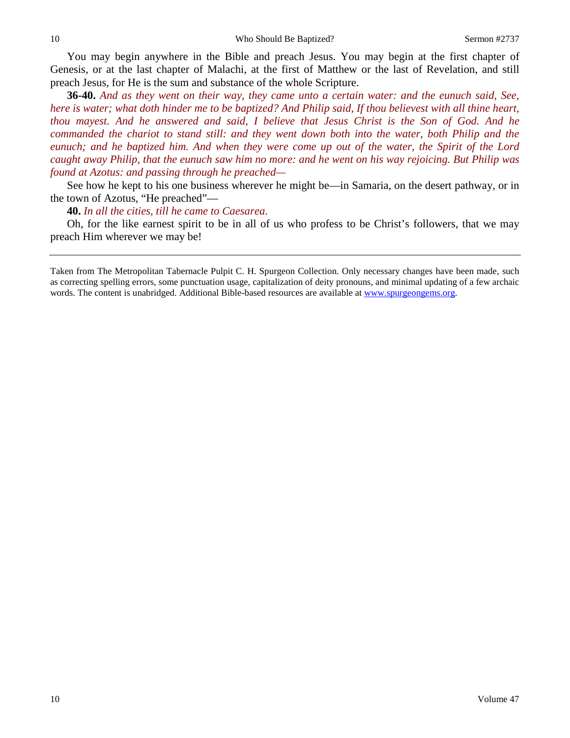You may begin anywhere in the Bible and preach Jesus. You may begin at the first chapter of Genesis, or at the last chapter of Malachi, at the first of Matthew or the last of Revelation, and still preach Jesus, for He is the sum and substance of the whole Scripture.

**36-40.** *And as they went on their way, they came unto a certain water: and the eunuch said, See, here is water; what doth hinder me to be baptized? And Philip said, If thou believest with all thine heart, thou mayest. And he answered and said, I believe that Jesus Christ is the Son of God. And he commanded the chariot to stand still: and they went down both into the water, both Philip and the eunuch; and he baptized him. And when they were come up out of the water, the Spirit of the Lord caught away Philip, that the eunuch saw him no more: and he went on his way rejoicing. But Philip was found at Azotus: and passing through he preached—*

See how he kept to his one business wherever he might be—in Samaria, on the desert pathway, or in the town of Azotus, "He preached"—

**40.** *In all the cities, till he came to Caesarea.*

Oh, for the like earnest spirit to be in all of us who profess to be Christ's followers, that we may preach Him wherever we may be!

---

Taken from The Metropolitan Tabernacle Pulpit C. H. Spurgeon Collection. Only necessary changes have been made, such as correcting spelling errors, some punctuation usage, capitalization of deity pronouns, and minimal updating of a few archaic words. The content is unabridged. Additional Bible-based resources are available at www.spurgeongems.org.